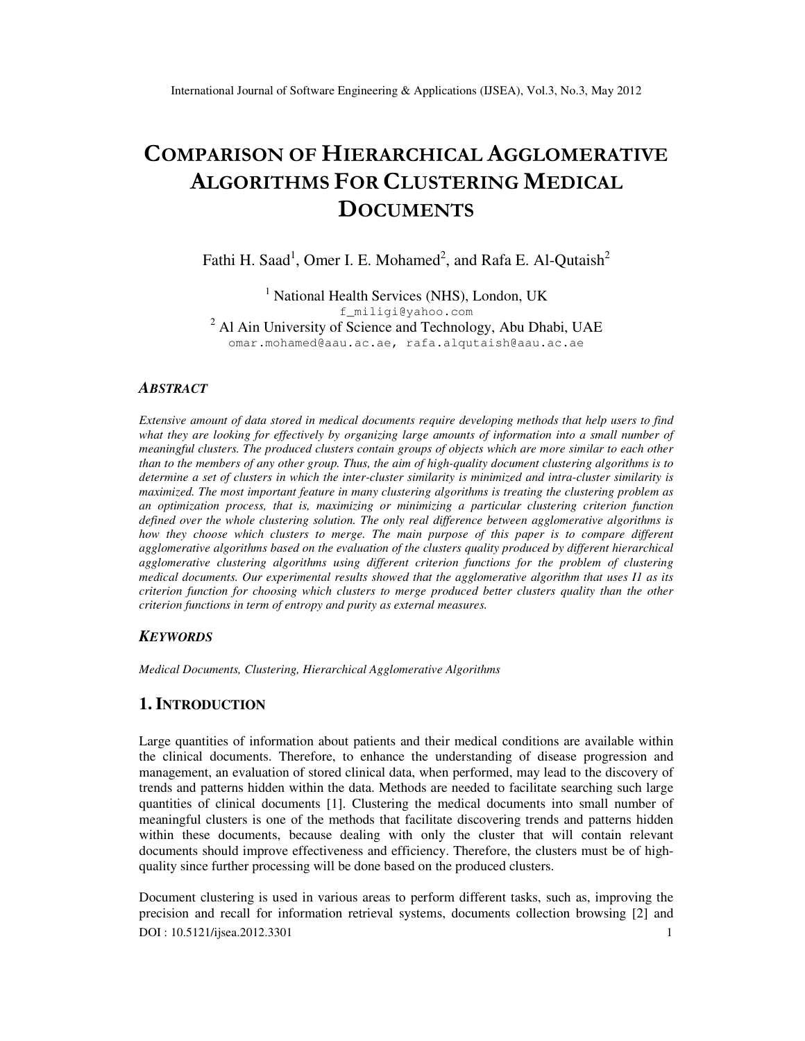# COMPARISON OF HIERARCHICAL AGGLOMERATIVE ALGORITHMS FOR CLUSTERING MEDICAL DOCUMENTS

Fathi H. Saad[1], Omer I. E. Mohamed[2], and Rafa E. Al-Qutaish[2]

[1] National Health Services (NHS), London, UK
f_miligi@yahoo.com
[2] Al Ain University of Science and Technology, Abu Dhabi, UAE
omar.mohamed@aau.ac.ae, rafa.alqutaish@aau.ac.ae

## ABSTRACT

*Extensive amount of data stored in medical documents require developing methods that help users to find what they are looking for effectively by organizing large amounts of information into a small number of meaningful clusters. The produced clusters contain groups of objects which are more similar to each other than to the members of any other group. Thus, the aim of high-quality document clustering algorithms is to determine a set of clusters in which the inter-cluster similarity is minimized and intra-cluster similarity is maximized. The most important feature in many clustering algorithms is treating the clustering problem as an optimization process, that is, maximizing or minimizing a particular clustering criterion function defined over the whole clustering solution. The only real difference between agglomerative algorithms is how they choose which clusters to merge. The main purpose of this paper is to compare different agglomerative algorithms based on the evaluation of the clusters quality produced by different hierarchical agglomerative clustering algorithms using different criterion functions for the problem of clustering medical documents. Our experimental results showed that the agglomerative algorithm that uses I1 as its criterion function for choosing which clusters to merge produced better clusters quality than the other criterion functions in term of entropy and purity as external measures.*

## KEYWORDS

*Medical Documents, Clustering, Hierarchical Agglomerative Algorithms*

## 1. INTRODUCTION

Large quantities of information about patients and their medical conditions are available within the clinical documents. Therefore, to enhance the understanding of disease progression and management, an evaluation of stored clinical data, when performed, may lead to the discovery of trends and patterns hidden within the data. Methods are needed to facilitate searching such large quantities of clinical documents [1]. Clustering the medical documents into small number of meaningful clusters is one of the methods that facilitate discovering trends and patterns hidden within these documents, because dealing with only the cluster that will contain relevant documents should improve effectiveness and efficiency. Therefore, the clusters must be of high-quality since further processing will be done based on the produced clusters.

Document clustering is used in various areas to perform different tasks, such as, improving the precision and recall for information retrieval systems, documents collection browsing [2] and

DOI : 10.5121/ijsea.2012.3301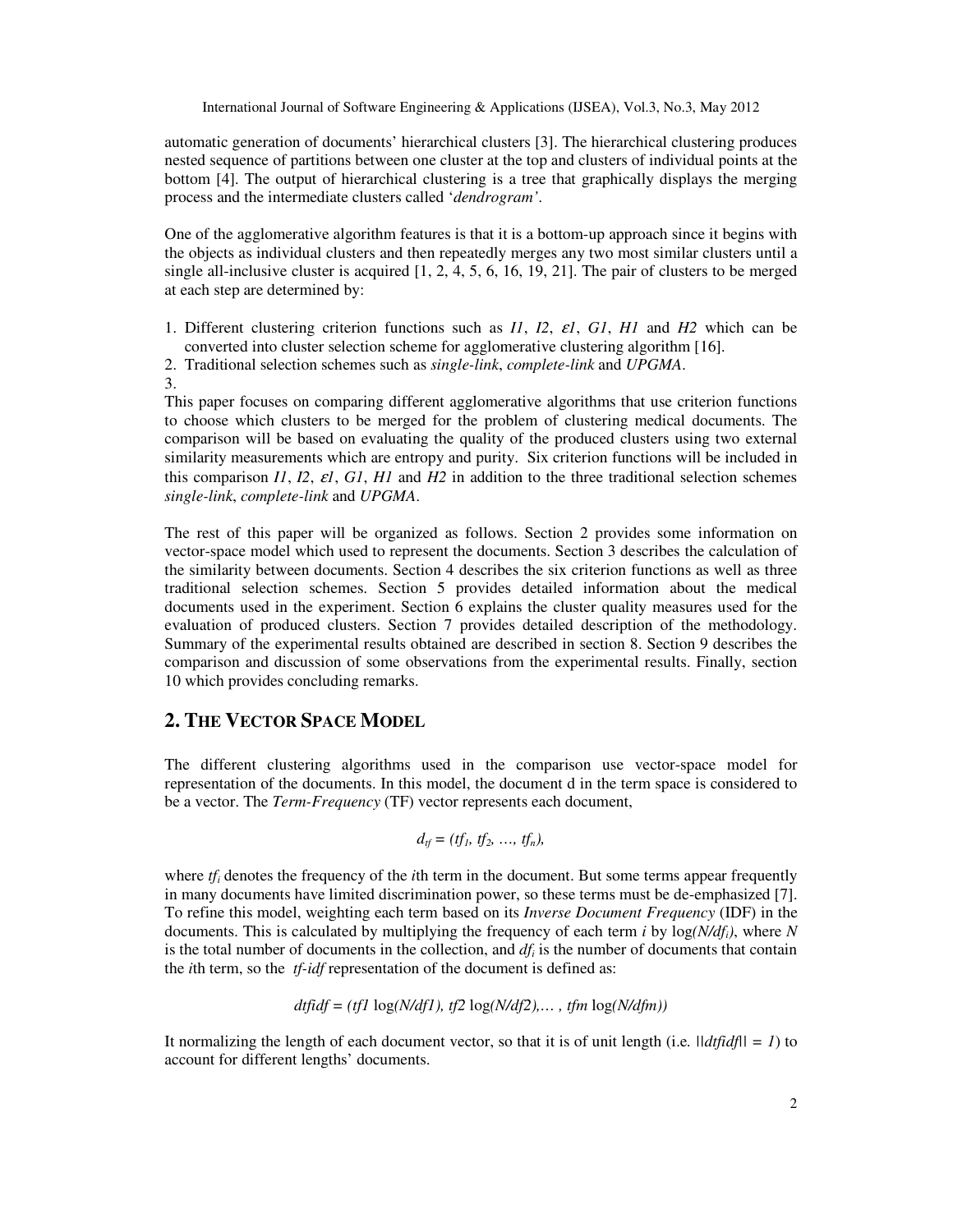automatic generation of documents' hierarchical clusters [3]. The hierarchical clustering produces nested sequence of partitions between one cluster at the top and clusters of individual points at the bottom [4]. The output of hierarchical clustering is a tree that graphically displays the merging process and the intermediate clusters called '*dendrogram'*.

One of the agglomerative algorithm features is that it is a bottom-up approach since it begins with the objects as individual clusters and then repeatedly merges any two most similar clusters until a single all-inclusive cluster is acquired [1, 2, 4, 5, 6, 16, 19, 21]. The pair of clusters to be merged at each step are determined by:

1. Different clustering criterion functions such as *I1*, *I2*, $\varepsilon 1$, *G1*, *H1* and *H2* which can be converted into cluster selection scheme for agglomerative clustering algorithm [16].
2. Traditional selection schemes such as *single-link*, *complete-link* and *UPGMA*.
3.

This paper focuses on comparing different agglomerative algorithms that use criterion functions to choose which clusters to be merged for the problem of clustering medical documents. The comparison will be based on evaluating the quality of the produced clusters using two external similarity measurements which are entropy and purity. Six criterion functions will be included in this comparison *I1*, *I2*, $\varepsilon 1$, *G1*, *H1* and *H2* in addition to the three traditional selection schemes *single-link*, *complete-link* and *UPGMA*.

The rest of this paper will be organized as follows. Section 2 provides some information on vector-space model which used to represent the documents. Section 3 describes the calculation of the similarity between documents. Section 4 describes the six criterion functions as well as three traditional selection schemes. Section 5 provides detailed information about the medical documents used in the experiment. Section 6 explains the cluster quality measures used for the evaluation of produced clusters. Section 7 provides detailed description of the methodology. Summary of the experimental results obtained are described in section 8. Section 9 describes the comparison and discussion of some observations from the experimental results. Finally, section 10 which provides concluding remarks.

## 2. THE VECTOR SPACE MODEL

The different clustering algorithms used in the comparison use vector-space model for representation of the documents. In this model, the document d in the term space is considered to be a vector. The *Term-Frequency* (TF) vector represents each document,

$$d_{tf} = (tf_1, tf_2, \ldots, tf_n),$$

where $tf_i$ denotes the frequency of the *i*th term in the document. But some terms appear frequently in many documents have limited discrimination power, so these terms must be de-emphasized [7]. To refine this model, weighting each term based on its *Inverse Document Frequency* (IDF) in the documents. This is calculated by multiplying the frequency of each term *i* by $\log(N/df_i)$, where *N* is the total number of documents in the collection, and $df_i$ is the number of documents that contain the *i*th term, so the *tf-idf* representation of the document is defined as:

$$dtfidf = (tf1 \log(N/df1),\ tf2 \log(N/df2), \ldots,\ tfm \log(N/dfm))$$

It normalizing the length of each document vector, so that it is of unit length (i.e. $||dtfidf|| = 1$) to account for different lengths' documents.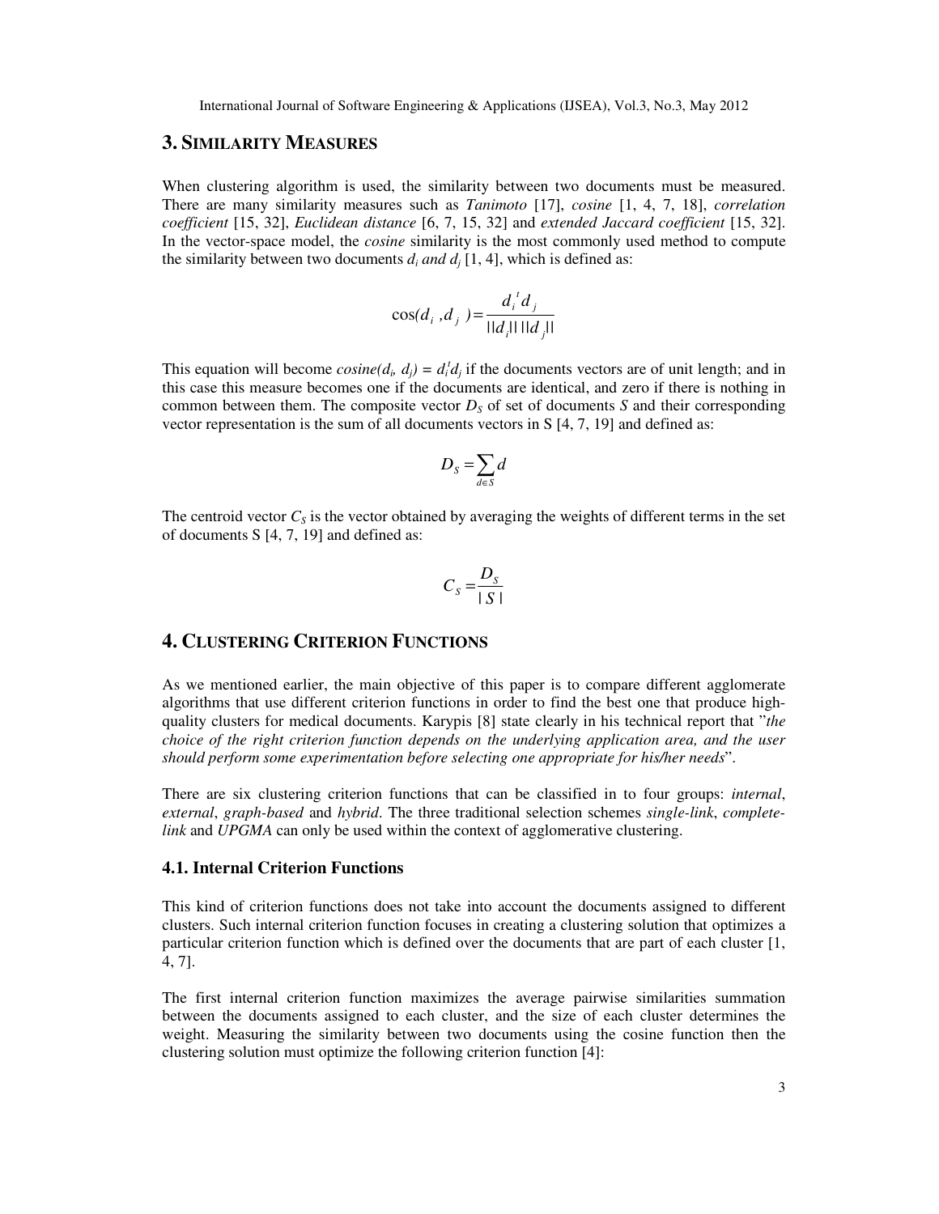## 3. SIMILARITY MEASURES

When clustering algorithm is used, the similarity between two documents must be measured. There are many similarity measures such as *Tanimoto* [17], *cosine* [1, 4, 7, 18], *correlation coefficient* [15, 32], *Euclidean distance* [6, 7, 15, 32] and *extended Jaccard coefficient* [15, 32]. In the vector-space model, the *cosine* similarity is the most commonly used method to compute the similarity between two documents $d_i$ *and* $d_j$ [1, 4], which is defined as:

$$\cos(d_i, d_j) = \frac{d_i^t d_j}{||d_i|| \, ||d_j||}$$

This equation will become $cosine(d_i, d_j) = d_i^t d_j$ if the documents vectors are of unit length; and in this case this measure becomes one if the documents are identical, and zero if there is nothing in common between them. The composite vector $D_S$ of set of documents *S* and their corresponding vector representation is the sum of all documents vectors in S [4, 7, 19] and defined as:

$$D_S = \sum_{d \in S} d$$

The centroid vector $C_S$ is the vector obtained by averaging the weights of different terms in the set of documents S [4, 7, 19] and defined as:

$$C_S = \frac{D_S}{|S|}$$

## 4. CLUSTERING CRITERION FUNCTIONS

As we mentioned earlier, the main objective of this paper is to compare different agglomerate algorithms that use different criterion functions in order to find the best one that produce high-quality clusters for medical documents. Karypis [8] state clearly in his technical report that "*the choice of the right criterion function depends on the underlying application area, and the user should perform some experimentation before selecting one appropriate for his/her needs*".

There are six clustering criterion functions that can be classified in to four groups: *internal*, *external*, *graph-based* and *hybrid*. The three traditional selection schemes *single-link*, *complete-link* and *UPGMA* can only be used within the context of agglomerative clustering.

### 4.1. Internal Criterion Functions

This kind of criterion functions does not take into account the documents assigned to different clusters. Such internal criterion function focuses in creating a clustering solution that optimizes a particular criterion function which is defined over the documents that are part of each cluster [1, 4, 7].

The first internal criterion function maximizes the average pairwise similarities summation between the documents assigned to each cluster, and the size of each cluster determines the weight. Measuring the similarity between two documents using the cosine function then the clustering solution must optimize the following criterion function [4]: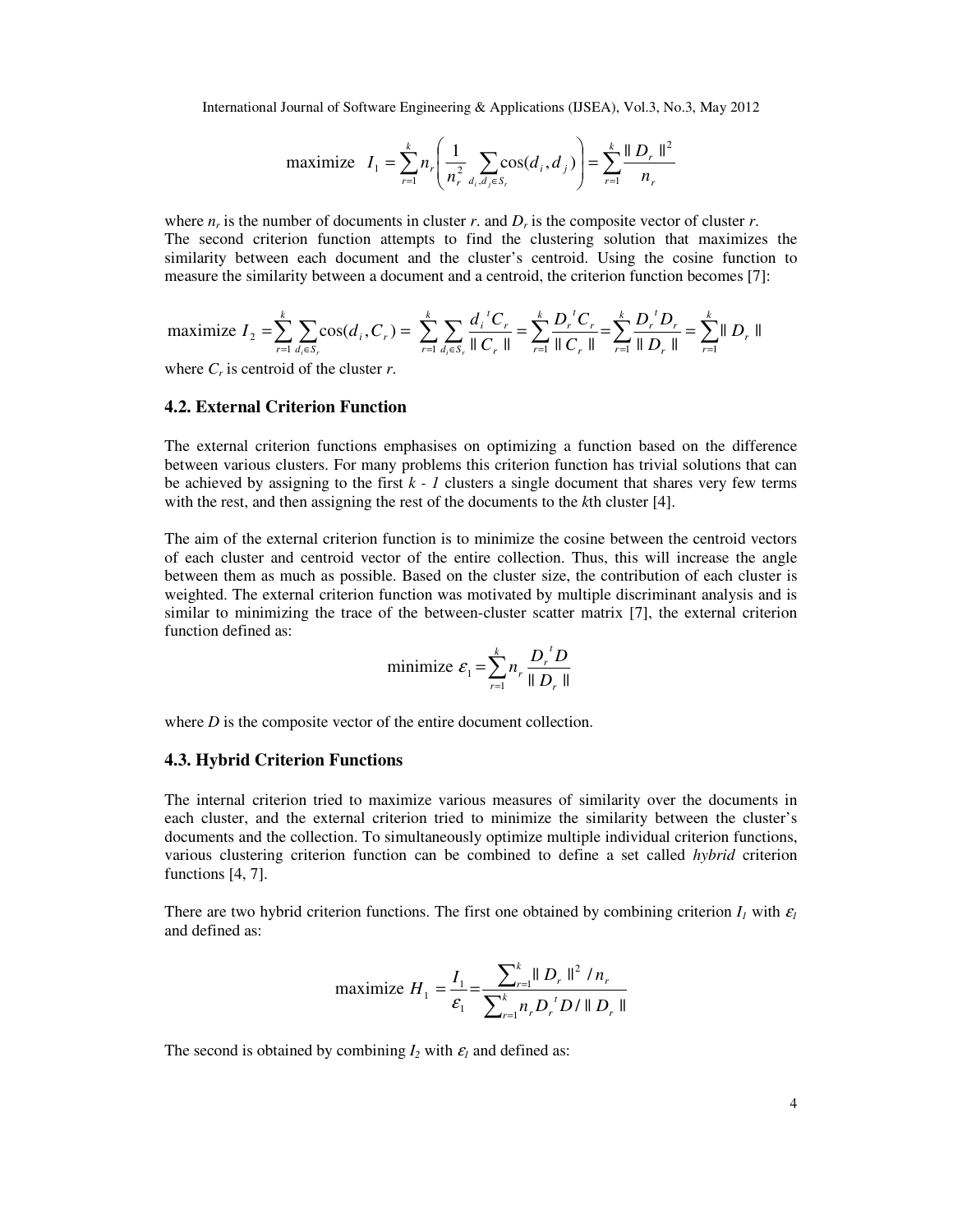$$\text{maximize} \quad I_1 = \sum_{r=1}^{k} n_r \left( \frac{1}{n_r^2} \sum_{d_i, d_j \in S_r} \cos(d_i, d_j) \right) = \sum_{r=1}^{k} \frac{\| D_r \|^2}{n_r}$$

where $n_r$ is the number of documents in cluster $r$. and $D_r$ is the composite vector of cluster $r$.
The second criterion function attempts to find the clustering solution that maximizes the similarity between each document and the cluster's centroid. Using the cosine function to measure the similarity between a document and a centroid, the criterion function becomes [7]:

$$\text{maximize } I_2 = \sum_{r=1}^{k} \sum_{d_i \in S_r} \cos(d_i, C_r) = \sum_{r=1}^{k} \sum_{d_i \in S_r} \frac{d_i^{\,t} C_r}{\| C_r \|} = \sum_{r=1}^{k} \frac{D_r^{\,t} C_r}{\| C_r \|} = \sum_{r=1}^{k} \frac{D_r^{\,t} D_r}{\| D_r \|} = \sum_{r=1}^{k} \| D_r \|$$

where $C_r$ is centroid of the cluster $r$.

### 4.2. External Criterion Function

The external criterion functions emphasises on optimizing a function based on the difference between various clusters. For many problems this criterion function has trivial solutions that can be achieved by assigning to the first $k - 1$ clusters a single document that shares very few terms with the rest, and then assigning the rest of the documents to the $k$th cluster [4].

The aim of the external criterion function is to minimize the cosine between the centroid vectors of each cluster and centroid vector of the entire collection. Thus, this will increase the angle between them as much as possible. Based on the cluster size, the contribution of each cluster is weighted. The external criterion function was motivated by multiple discriminant analysis and is similar to minimizing the trace of the between-cluster scatter matrix [7], the external criterion function defined as:

$$\text{minimize } \varepsilon_1 = \sum_{r=1}^{k} n_r \frac{D_r^{\,t} D}{\| D_r \|}$$

where $D$ is the composite vector of the entire document collection.

### 4.3. Hybrid Criterion Functions

The internal criterion tried to maximize various measures of similarity over the documents in each cluster, and the external criterion tried to minimize the similarity between the cluster's documents and the collection. To simultaneously optimize multiple individual criterion functions, various clustering criterion function can be combined to define a set called *hybrid* criterion functions [4, 7].

There are two hybrid criterion functions. The first one obtained by combining criterion $I_1$ with $\varepsilon_1$ and defined as:

$$\text{maximize } H_1 = \frac{I_1}{\varepsilon_1} = \frac{\sum_{r=1}^{k} \| D_r \|^2 / n_r}{\sum_{r=1}^{k} n_r D_r^{\,t} D / \| D_r \|}$$

The second is obtained by combining $I_2$ with $\varepsilon_1$ and defined as: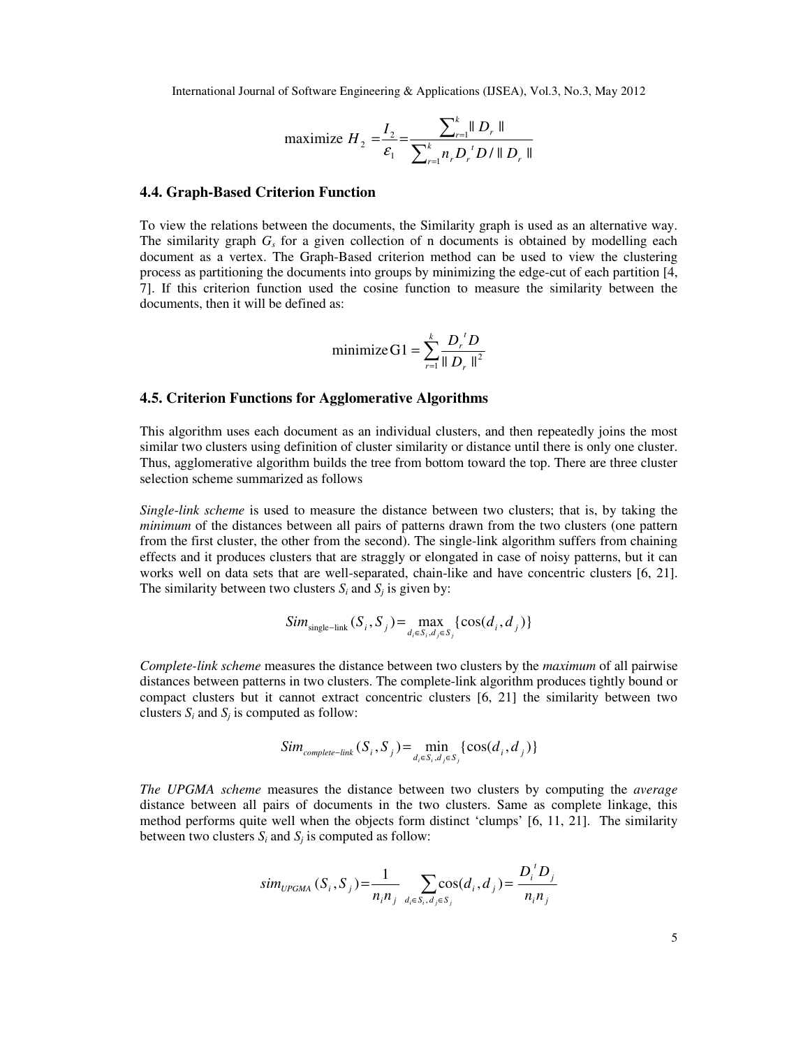$$\text{maximize } H_2 = \frac{I_2}{\varepsilon_1} = \frac{\sum_{r=1}^{k} \| D_r \|}{\sum_{r=1}^{k} n_r D_r{}^t D / \| D_r \|}$$

### 4.4. Graph-Based Criterion Function

To view the relations between the documents, the Similarity graph is used as an alternative way. The similarity graph $G_s$ for a given collection of n documents is obtained by modelling each document as a vertex. The Graph-Based criterion method can be used to view the clustering process as partitioning the documents into groups by minimizing the edge-cut of each partition [4, 7]. If this criterion function used the cosine function to measure the similarity between the documents, then it will be defined as:

$$\text{minimize G1} = \sum_{r=1}^{k} \frac{D_r{}^t D}{\| D_r \|^2}$$

### 4.5. Criterion Functions for Agglomerative Algorithms

This algorithm uses each document as an individual clusters, and then repeatedly joins the most similar two clusters using definition of cluster similarity or distance until there is only one cluster. Thus, agglomerative algorithm builds the tree from bottom toward the top. There are three cluster selection scheme summarized as follows

*Single-link scheme* is used to measure the distance between two clusters; that is, by taking the *minimum* of the distances between all pairs of patterns drawn from the two clusters (one pattern from the first cluster, the other from the second). The single-link algorithm suffers from chaining effects and it produces clusters that are straggly or elongated in case of noisy patterns, but it can works well on data sets that are well-separated, chain-like and have concentric clusters [6, 21]. The similarity between two clusters $S_i$ and $S_j$ is given by:

$$Sim_{\text{single-link}}(S_i, S_j) = \max_{d_i \in S_i, d_j \in S_j} \{\cos(d_i, d_j)\}$$

*Complete-link scheme* measures the distance between two clusters by the *maximum* of all pairwise distances between patterns in two clusters. The complete-link algorithm produces tightly bound or compact clusters but it cannot extract concentric clusters [6, 21] the similarity between two clusters $S_i$ and $S_j$ is computed as follow:

$$Sim_{complete-link}(S_i, S_j) = \min_{d_i \in S_i, d_j \in S_j} \{\cos(d_i, d_j)\}$$

*The UPGMA scheme* measures the distance between two clusters by computing the *average* distance between all pairs of documents in the two clusters. Same as complete linkage, this method performs quite well when the objects form distinct 'clumps' [6, 11, 21]. The similarity between two clusters $S_i$ and $S_j$ is computed as follow:

$$sim_{UPGMA}(S_i, S_j) = \frac{1}{n_i n_j} \sum_{d_i \in S_i, d_j \in S_j} \cos(d_i, d_j) = \frac{D_i{}^t D_j}{n_i n_j}$$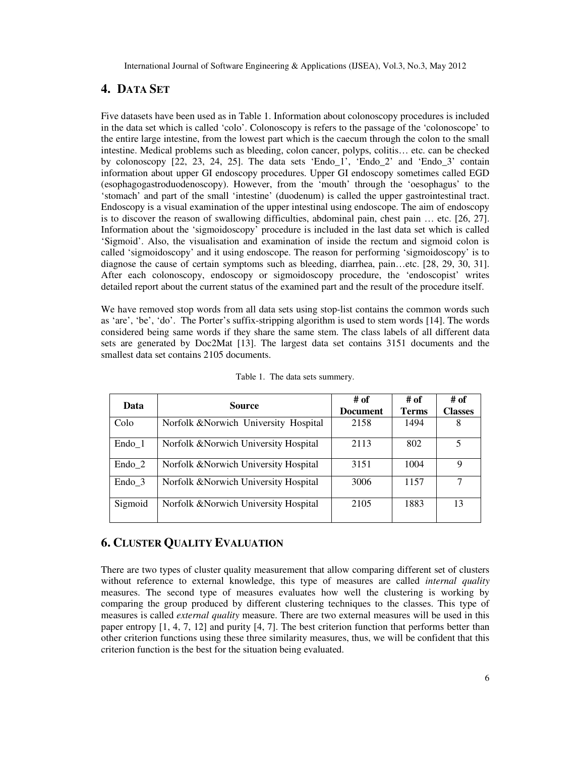## 4. DATA SET

Five datasets have been used as in Table 1. Information about colonoscopy procedures is included in the data set which is called 'colo'. Colonoscopy is refers to the passage of the 'colonoscope' to the entire large intestine, from the lowest part which is the caecum through the colon to the small intestine. Medical problems such as bleeding, colon cancer, polyps, colitis… etc. can be checked by colonoscopy [22, 23, 24, 25]. The data sets 'Endo_1', 'Endo_2' and 'Endo_3' contain information about upper GI endoscopy procedures. Upper GI endoscopy sometimes called EGD (esophagogastroduodenoscopy). However, from the 'mouth' through the 'oesophagus' to the 'stomach' and part of the small 'intestine' (duodenum) is called the upper gastrointestinal tract. Endoscopy is a visual examination of the upper intestinal using endoscope. The aim of endoscopy is to discover the reason of swallowing difficulties, abdominal pain, chest pain … etc. [26, 27]. Information about the 'sigmoidoscopy' procedure is included in the last data set which is called 'Sigmoid'. Also, the visualisation and examination of inside the rectum and sigmoid colon is called 'sigmoidoscopy' and it using endoscope. The reason for performing 'sigmoidoscopy' is to diagnose the cause of certain symptoms such as bleeding, diarrhea, pain…etc. [28, 29, 30, 31]. After each colonoscopy, endoscopy or sigmoidoscopy procedure, the 'endoscopist' writes detailed report about the current status of the examined part and the result of the procedure itself.

We have removed stop words from all data sets using stop-list contains the common words such as 'are', 'be', 'do'. The Porter's suffix-stripping algorithm is used to stem words [14]. The words considered being same words if they share the same stem. The class labels of all different data sets are generated by Doc2Mat [13]. The largest data set contains 3151 documents and the smallest data set contains 2105 documents.

Table 1. The data sets summery.

| Data | Source | # of Document | # of Terms | # of Classes |
|---|---|---|---|---|
| Colo | Norfolk &Norwich University Hospital | 2158 | 1494 | 8 |
| Endo_1 | Norfolk &Norwich University Hospital | 2113 | 802 | 5 |
| Endo_2 | Norfolk &Norwich University Hospital | 3151 | 1004 | 9 |
| Endo_3 | Norfolk &Norwich University Hospital | 3006 | 1157 | 7 |
| Sigmoid | Norfolk &Norwich University Hospital | 2105 | 1883 | 13 |

## 6. CLUSTER QUALITY EVALUATION

There are two types of cluster quality measurement that allow comparing different set of clusters without reference to external knowledge, this type of measures are called *internal quality* measures. The second type of measures evaluates how well the clustering is working by comparing the group produced by different clustering techniques to the classes. This type of measures is called *external quality* measure. There are two external measures will be used in this paper entropy [1, 4, 7, 12] and purity [4, 7]. The best criterion function that performs better than other criterion functions using these three similarity measures, thus, we will be confident that this criterion function is the best for the situation being evaluated.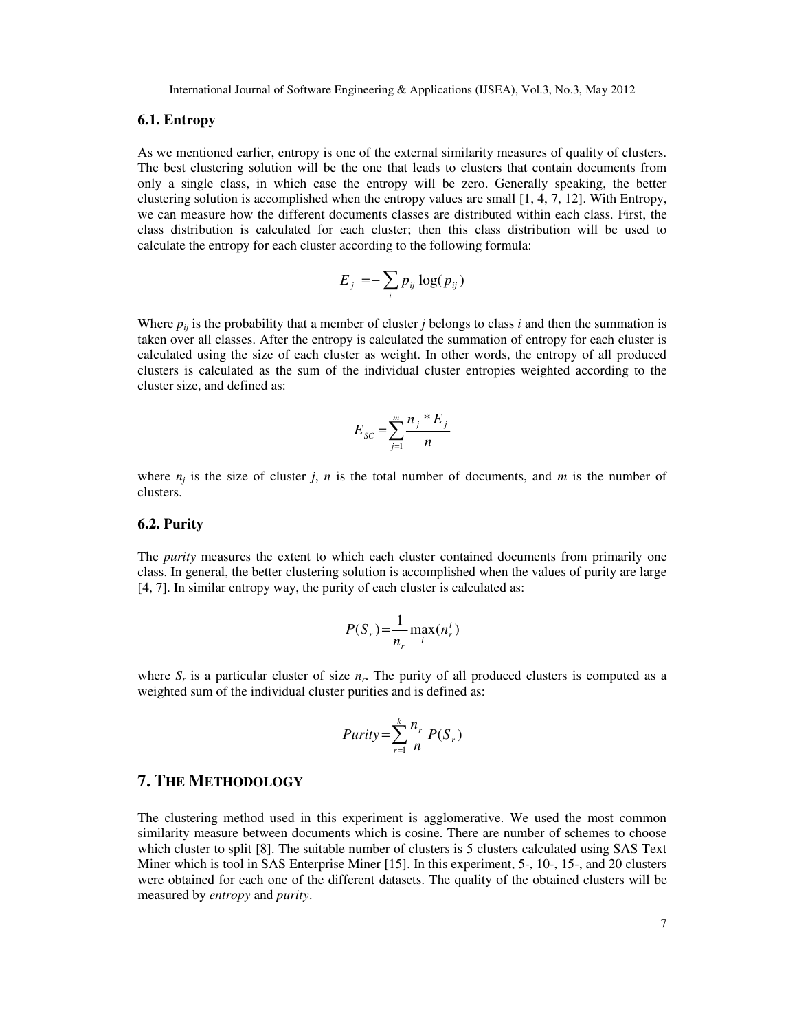### 6.1. Entropy

As we mentioned earlier, entropy is one of the external similarity measures of quality of clusters. The best clustering solution will be the one that leads to clusters that contain documents from only a single class, in which case the entropy will be zero. Generally speaking, the better clustering solution is accomplished when the entropy values are small [1, 4, 7, 12]. With Entropy, we can measure how the different documents classes are distributed within each class. First, the class distribution is calculated for each cluster; then this class distribution will be used to calculate the entropy for each cluster according to the following formula:

$$E_j = -\sum_i p_{ij} \log(p_{ij})$$

Where $p_{ij}$ is the probability that a member of cluster $j$ belongs to class $i$ and then the summation is taken over all classes. After the entropy is calculated the summation of entropy for each cluster is calculated using the size of each cluster as weight. In other words, the entropy of all produced clusters is calculated as the sum of the individual cluster entropies weighted according to the cluster size, and defined as:

$$E_{SC} = \sum_{j=1}^{m} \frac{n_j * E_j}{n}$$

where $n_j$ is the size of cluster $j$, $n$ is the total number of documents, and $m$ is the number of clusters.

### 6.2. Purity

The *purity* measures the extent to which each cluster contained documents from primarily one class. In general, the better clustering solution is accomplished when the values of purity are large [4, 7]. In similar entropy way, the purity of each cluster is calculated as:

$$P(S_r) = \frac{1}{n_r} \max_i (n_r^i)$$

where $S_r$ is a particular cluster of size $n_r$. The purity of all produced clusters is computed as a weighted sum of the individual cluster purities and is defined as:

$$Purity = \sum_{r=1}^{k} \frac{n_r}{n} P(S_r)$$

## 7. THE METHODOLOGY

The clustering method used in this experiment is agglomerative. We used the most common similarity measure between documents which is cosine. There are number of schemes to choose which cluster to split [8]. The suitable number of clusters is 5 clusters calculated using SAS Text Miner which is tool in SAS Enterprise Miner [15]. In this experiment, 5-, 10-, 15-, and 20 clusters were obtained for each one of the different datasets. The quality of the obtained clusters will be measured by *entropy* and *purity*.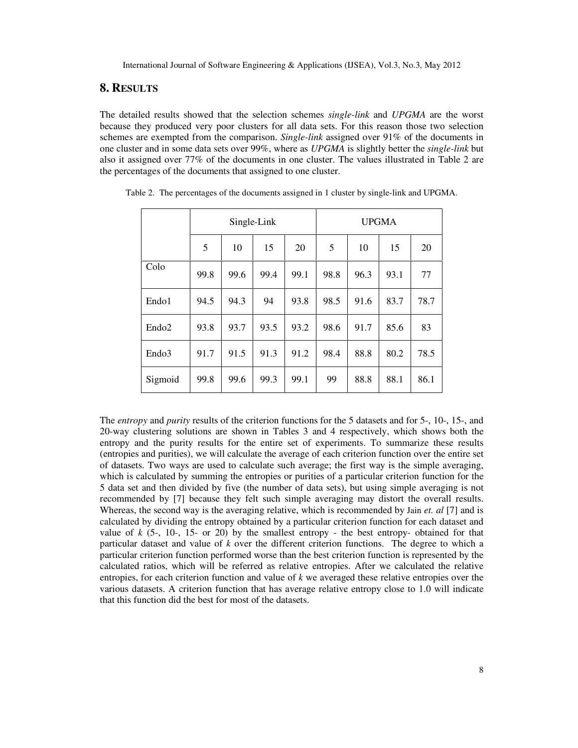## 8. RESULTS

The detailed results showed that the selection schemes *single-link* and *UPGMA* are the worst because they produced very poor clusters for all data sets. For this reason those two selection schemes are exempted from the comparison. *Single-link* assigned over 91% of the documents in one cluster and in some data sets over 99%, where as *UPGMA* is slightly better the *single-link* but also it assigned over 77% of the documents in one cluster. The values illustrated in Table 2 are the percentages of the documents that assigned to one cluster.

Table 2. The percentages of the documents assigned in 1 cluster by single-link and UPGMA.

| | Single-Link | | | | UPGMA | | | |
|---|---|---|---|---|---|---|---|---|
| | 5 | 10 | 15 | 20 | 5 | 10 | 15 | 20 |
| Colo | 99.8 | 99.6 | 99.4 | 99.1 | 98.8 | 96.3 | 93.1 | 77 |
| Endo1 | 94.5 | 94.3 | 94 | 93.8 | 98.5 | 91.6 | 83.7 | 78.7 |
| Endo2 | 93.8 | 93.7 | 93.5 | 93.2 | 98.6 | 91.7 | 85.6 | 83 |
| Endo3 | 91.7 | 91.5 | 91.3 | 91.2 | 98.4 | 88.8 | 80.2 | 78.5 |
| Sigmoid | 99.8 | 99.6 | 99.3 | 99.1 | 99 | 88.8 | 88.1 | 86.1 |

The *entropy* and *purity* results of the criterion functions for the 5 datasets and for 5-, 10-, 15-, and 20-way clustering solutions are shown in Tables 3 and 4 respectively, which shows both the entropy and the purity results for the entire set of experiments. To summarize these results (entropies and purities), we will calculate the average of each criterion function over the entire set of datasets. Two ways are used to calculate such average; the first way is the simple averaging, which is calculated by summing the entropies or purities of a particular criterion function for the 5 data set and then divided by five (the number of data sets), but using simple averaging is not recommended by [7] because they felt such simple averaging may distort the overall results. Whereas, the second way is the averaging relative, which is recommended by Jain *et. al* [7] and is calculated by dividing the entropy obtained by a particular criterion function for each dataset and value of *k* (5-, 10-, 15- or 20) by the smallest entropy - the best entropy- obtained for that particular dataset and value of *k* over the different criterion functions. The degree to which a particular criterion function performed worse than the best criterion function is represented by the calculated ratios, which will be referred as relative entropies. After we calculated the relative entropies, for each criterion function and value of *k* we averaged these relative entropies over the various datasets. A criterion function that has average relative entropy close to 1.0 will indicate that this function did the best for most of the datasets.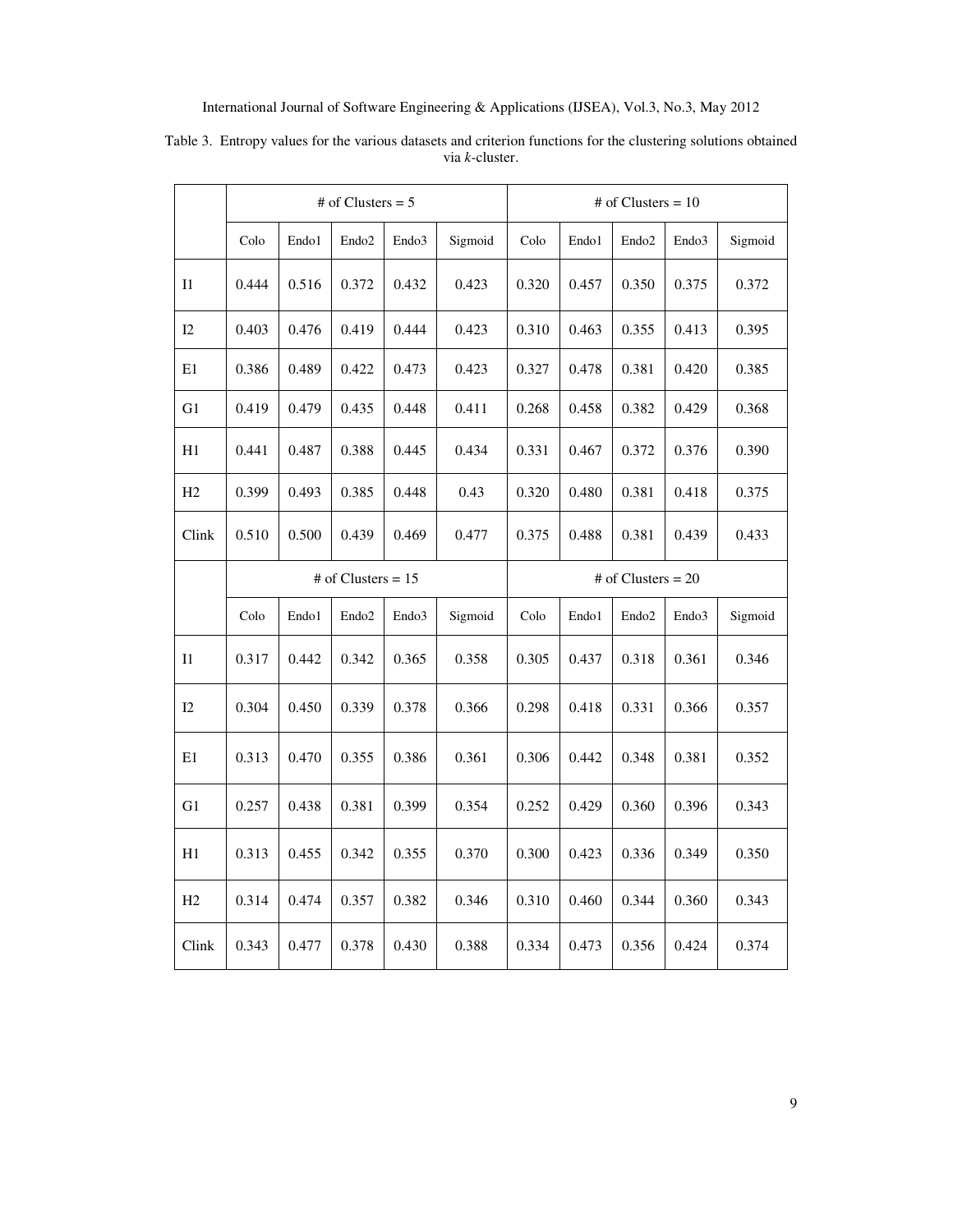Table 3. Entropy values for the various datasets and criterion functions for the clustering solutions obtained via *k*-cluster.

| | # of Clusters = 5 | | | | | # of Clusters = 10 | | | | |
|---|---|---|---|---|---|---|---|---|---|---|
| | Colo | Endo1 | Endo2 | Endo3 | Sigmoid | Colo | Endo1 | Endo2 | Endo3 | Sigmoid |
| I1 | 0.444 | 0.516 | 0.372 | 0.432 | 0.423 | 0.320 | 0.457 | 0.350 | 0.375 | 0.372 |
| I2 | 0.403 | 0.476 | 0.419 | 0.444 | 0.423 | 0.310 | 0.463 | 0.355 | 0.413 | 0.395 |
| E1 | 0.386 | 0.489 | 0.422 | 0.473 | 0.423 | 0.327 | 0.478 | 0.381 | 0.420 | 0.385 |
| G1 | 0.419 | 0.479 | 0.435 | 0.448 | 0.411 | 0.268 | 0.458 | 0.382 | 0.429 | 0.368 |
| H1 | 0.441 | 0.487 | 0.388 | 0.445 | 0.434 | 0.331 | 0.467 | 0.372 | 0.376 | 0.390 |
| H2 | 0.399 | 0.493 | 0.385 | 0.448 | 0.43 | 0.320 | 0.480 | 0.381 | 0.418 | 0.375 |
| Clink | 0.510 | 0.500 | 0.439 | 0.469 | 0.477 | 0.375 | 0.488 | 0.381 | 0.439 | 0.433 |
| | # of Clusters = 15 | | | | | # of Clusters = 20 | | | | |
| | Colo | Endo1 | Endo2 | Endo3 | Sigmoid | Colo | Endo1 | Endo2 | Endo3 | Sigmoid |
| I1 | 0.317 | 0.442 | 0.342 | 0.365 | 0.358 | 0.305 | 0.437 | 0.318 | 0.361 | 0.346 |
| I2 | 0.304 | 0.450 | 0.339 | 0.378 | 0.366 | 0.298 | 0.418 | 0.331 | 0.366 | 0.357 |
| E1 | 0.313 | 0.470 | 0.355 | 0.386 | 0.361 | 0.306 | 0.442 | 0.348 | 0.381 | 0.352 |
| G1 | 0.257 | 0.438 | 0.381 | 0.399 | 0.354 | 0.252 | 0.429 | 0.360 | 0.396 | 0.343 |
| H1 | 0.313 | 0.455 | 0.342 | 0.355 | 0.370 | 0.300 | 0.423 | 0.336 | 0.349 | 0.350 |
| H2 | 0.314 | 0.474 | 0.357 | 0.382 | 0.346 | 0.310 | 0.460 | 0.344 | 0.360 | 0.343 |
| Clink | 0.343 | 0.477 | 0.378 | 0.430 | 0.388 | 0.334 | 0.473 | 0.356 | 0.424 | 0.374 |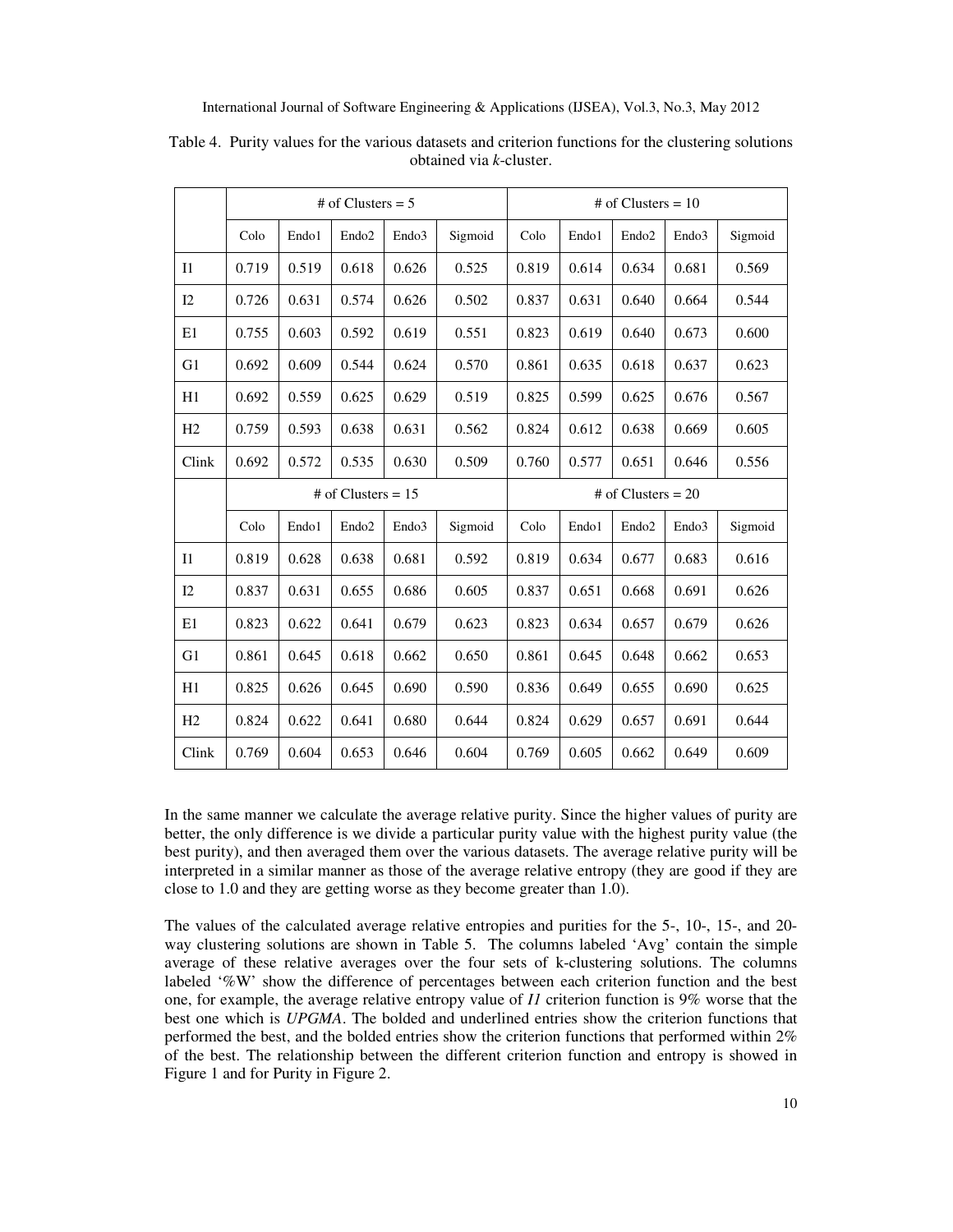Table 4. Purity values for the various datasets and criterion functions for the clustering solutions obtained via *k*-cluster.

| | # of Clusters = 5 | | | | | # of Clusters = 10 | | | | |
|---|---|---|---|---|---|---|---|---|---|---|
| | Colo | Endo1 | Endo2 | Endo3 | Sigmoid | Colo | Endo1 | Endo2 | Endo3 | Sigmoid |
| I1 | 0.719 | 0.519 | 0.618 | 0.626 | 0.525 | 0.819 | 0.614 | 0.634 | 0.681 | 0.569 |
| I2 | 0.726 | 0.631 | 0.574 | 0.626 | 0.502 | 0.837 | 0.631 | 0.640 | 0.664 | 0.544 |
| E1 | 0.755 | 0.603 | 0.592 | 0.619 | 0.551 | 0.823 | 0.619 | 0.640 | 0.673 | 0.600 |
| G1 | 0.692 | 0.609 | 0.544 | 0.624 | 0.570 | 0.861 | 0.635 | 0.618 | 0.637 | 0.623 |
| H1 | 0.692 | 0.559 | 0.625 | 0.629 | 0.519 | 0.825 | 0.599 | 0.625 | 0.676 | 0.567 |
| H2 | 0.759 | 0.593 | 0.638 | 0.631 | 0.562 | 0.824 | 0.612 | 0.638 | 0.669 | 0.605 |
| Clink | 0.692 | 0.572 | 0.535 | 0.630 | 0.509 | 0.760 | 0.577 | 0.651 | 0.646 | 0.556 |
| | # of Clusters = 15 | | | | | # of Clusters = 20 | | | | |
| | Colo | Endo1 | Endo2 | Endo3 | Sigmoid | Colo | Endo1 | Endo2 | Endo3 | Sigmoid |
| I1 | 0.819 | 0.628 | 0.638 | 0.681 | 0.592 | 0.819 | 0.634 | 0.677 | 0.683 | 0.616 |
| I2 | 0.837 | 0.631 | 0.655 | 0.686 | 0.605 | 0.837 | 0.651 | 0.668 | 0.691 | 0.626 |
| E1 | 0.823 | 0.622 | 0.641 | 0.679 | 0.623 | 0.823 | 0.634 | 0.657 | 0.679 | 0.626 |
| G1 | 0.861 | 0.645 | 0.618 | 0.662 | 0.650 | 0.861 | 0.645 | 0.648 | 0.662 | 0.653 |
| H1 | 0.825 | 0.626 | 0.645 | 0.690 | 0.590 | 0.836 | 0.649 | 0.655 | 0.690 | 0.625 |
| H2 | 0.824 | 0.622 | 0.641 | 0.680 | 0.644 | 0.824 | 0.629 | 0.657 | 0.691 | 0.644 |
| Clink | 0.769 | 0.604 | 0.653 | 0.646 | 0.604 | 0.769 | 0.605 | 0.662 | 0.649 | 0.609 |

In the same manner we calculate the average relative purity. Since the higher values of purity are better, the only difference is we divide a particular purity value with the highest purity value (the best purity), and then averaged them over the various datasets. The average relative purity will be interpreted in a similar manner as those of the average relative entropy (they are good if they are close to 1.0 and they are getting worse as they become greater than 1.0).

The values of the calculated average relative entropies and purities for the 5-, 10-, 15-, and 20-way clustering solutions are shown in Table 5. The columns labeled 'Avg' contain the simple average of these relative averages over the four sets of k-clustering solutions. The columns labeled '%W' show the difference of percentages between each criterion function and the best one, for example, the average relative entropy value of *I1* criterion function is 9% worse that the best one which is *UPGMA*. The bolded and underlined entries show the criterion functions that performed the best, and the bolded entries show the criterion functions that performed within 2% of the best. The relationship between the different criterion function and entropy is showed in Figure 1 and for Purity in Figure 2.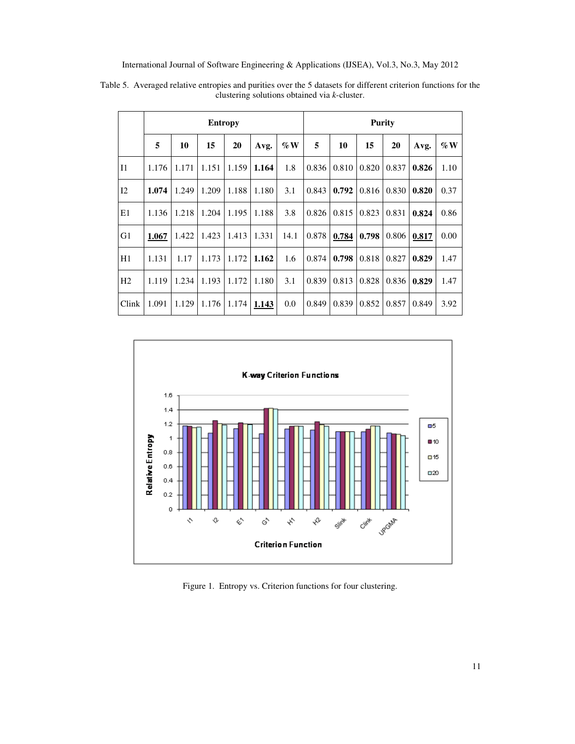Table 5. Averaged relative entropies and purities over the 5 datasets for different criterion functions for the clustering solutions obtained via *k*-cluster.

| | Entropy | | | | | | Purity | | | | | |
|---|---|---|---|---|---|---|---|---|---|---|---|---|
| | **5** | **10** | **15** | **20** | **Avg.** | **%W** | **5** | **10** | **15** | **20** | **Avg.** | **%W** |
| I1 | 1.176 | 1.171 | 1.151 | 1.159 | **1.164** | 1.8 | 0.836 | 0.810 | 0.820 | 0.837 | **0.826** | 1.10 |
| I2 | **1.074** | 1.249 | 1.209 | 1.188 | 1.180 | 3.1 | 0.843 | **0.792** | 0.816 | 0.830 | **0.820** | 0.37 |
| E1 | 1.136 | 1.218 | 1.204 | 1.195 | 1.188 | 3.8 | 0.826 | 0.815 | 0.823 | 0.831 | **0.824** | 0.86 |
| G1 | **<u>1.067</u>** | 1.422 | 1.423 | 1.413 | 1.331 | 14.1 | 0.878 | **<u>0.784</u>** | **0.798** | 0.806 | **<u>0.817</u>** | 0.00 |
| H1 | 1.131 | 1.17 | 1.173 | 1.172 | **1.162** | 1.6 | 0.874 | **0.798** | 0.818 | 0.827 | **0.829** | 1.47 |
| H2 | 1.119 | 1.234 | 1.193 | 1.172 | 1.180 | 3.1 | 0.839 | 0.813 | 0.828 | 0.836 | **0.829** | 1.47 |
| Clink | 1.091 | 1.129 | 1.176 | 1.174 | **<u>1.143</u>** | 0.0 | 0.849 | 0.839 | 0.852 | 0.857 | 0.849 | 3.92 |

K-way Criterion Functions

Relative Entropy

1.6
1.4
1.2
1
0.8
0.6
0.4
0.2
0

I1 I2 E1 G1 H1 H2 Slink Clink UPGMA

Criterion Function

5
10
15
20

Figure 1. Entropy vs. Criterion functions for four clustering.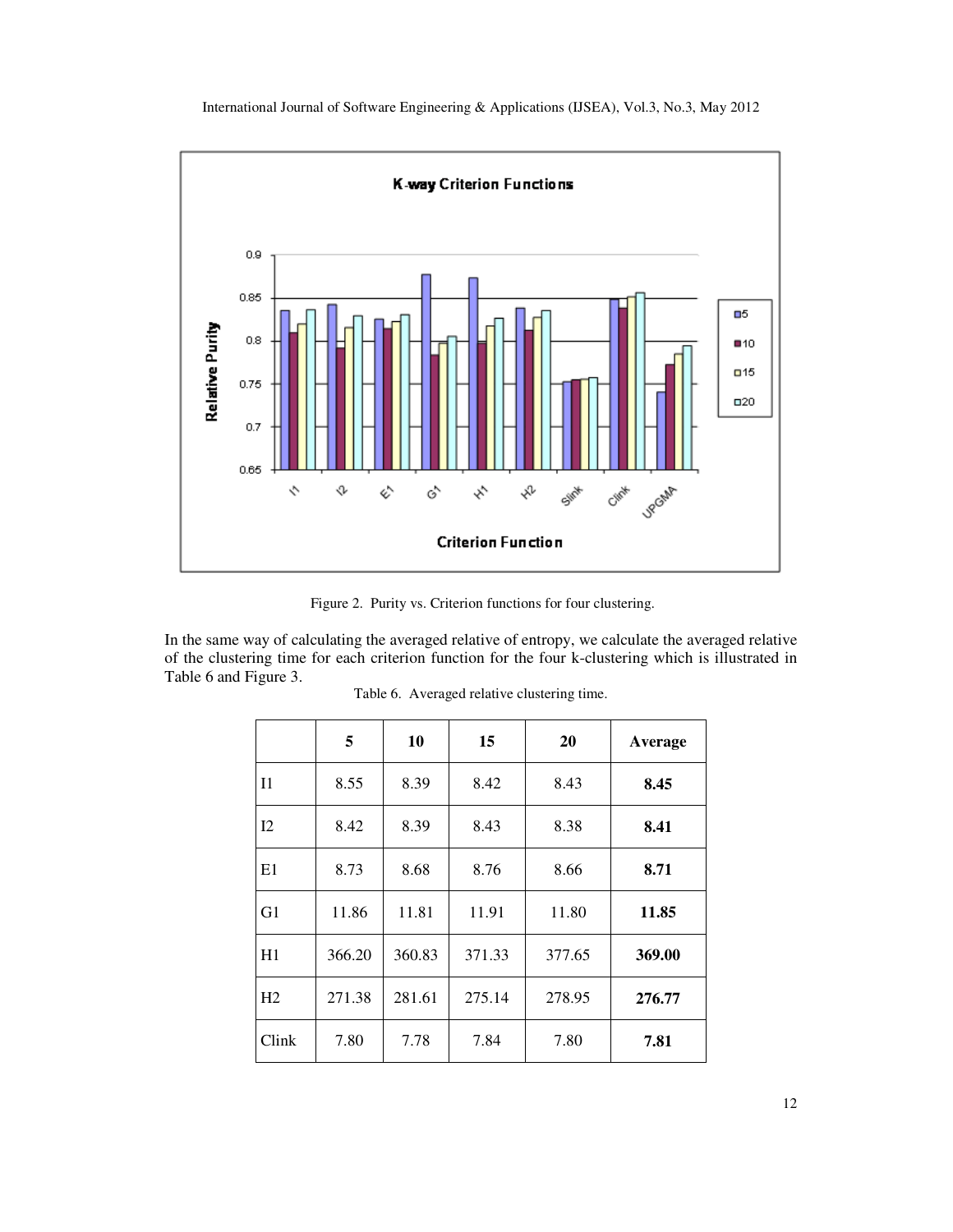K-way Criterion Functions

0.9
0.85
0.8
0.75
0.7
0.65

Relative Purity

I1 I2 E1 G1 H1 H2 Slink Clink UPGMA

Criterion Function

5
10
15
20

Figure 2. Purity vs. Criterion functions for four clustering.

In the same way of calculating the averaged relative of entropy, we calculate the averaged relative of the clustering time for each criterion function for the four k-clustering which is illustrated in Table 6 and Figure 3.

Table 6. Averaged relative clustering time.

| | 5 | 10 | 15 | 20 | Average |
|---|---|---|---|---|---|
| I1 | 8.55 | 8.39 | 8.42 | 8.43 | **8.45** |
| I2 | 8.42 | 8.39 | 8.43 | 8.38 | **8.41** |
| E1 | 8.73 | 8.68 | 8.76 | 8.66 | **8.71** |
| G1 | 11.86 | 11.81 | 11.91 | 11.80 | **11.85** |
| H1 | 366.20 | 360.83 | 371.33 | 377.65 | **369.00** |
| H2 | 271.38 | 281.61 | 275.14 | 278.95 | **276.77** |
| Clink | 7.80 | 7.78 | 7.84 | 7.80 | **7.81** |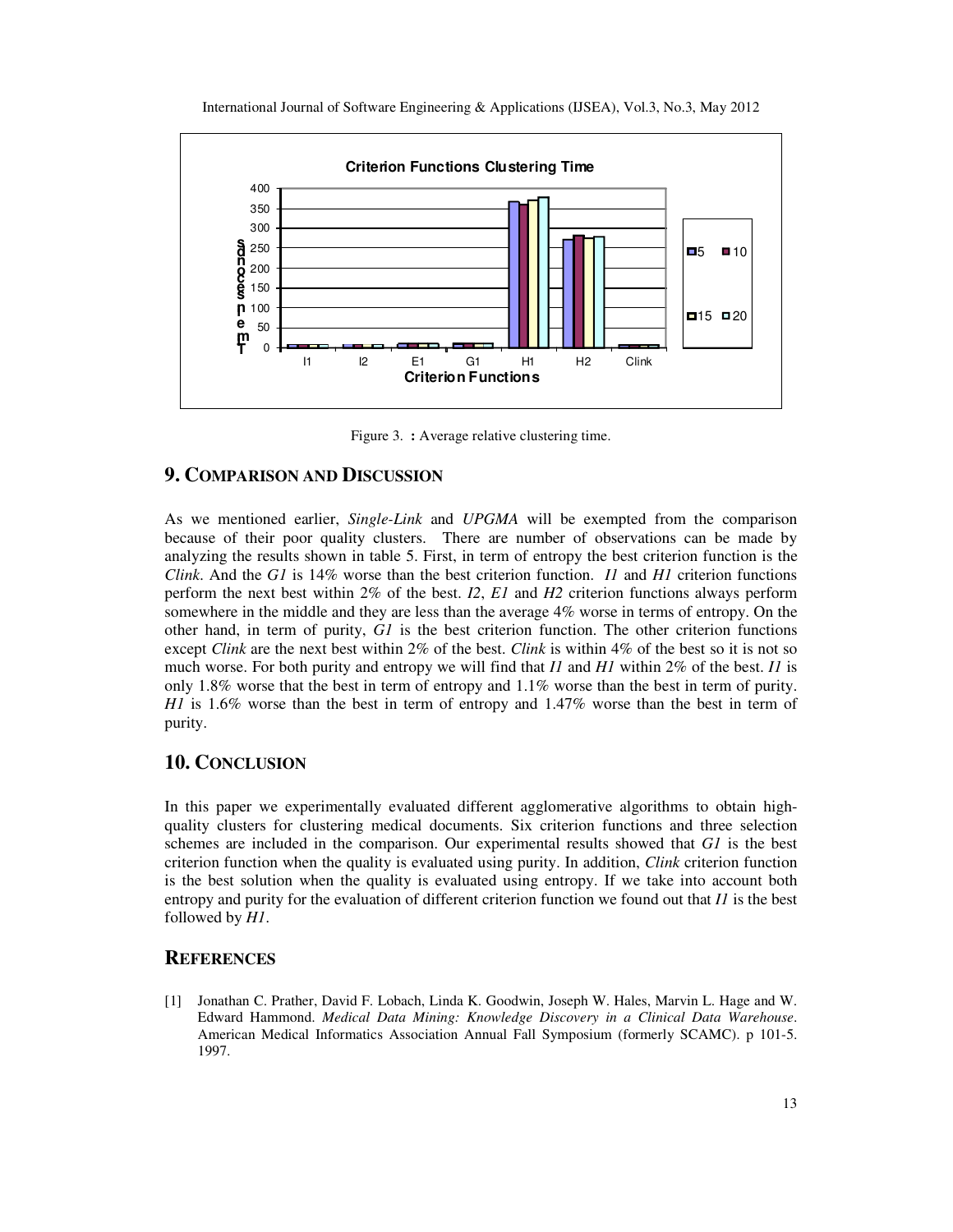Criterion Functions Clustering Time

400
350
300
250
200
150
100
50
0

Time in seconds

I1 I2 E1 G1 H1 H2 Clink

Criterion Functions

5 10 15 20

Figure 3. **:** Average relative clustering time.

## 9. COMPARISON AND DISCUSSION

As we mentioned earlier, *Single-Link* and *UPGMA* will be exempted from the comparison because of their poor quality clusters. There are number of observations can be made by analyzing the results shown in table 5. First, in term of entropy the best criterion function is the *Clink*. And the *G1* is 14% worse than the best criterion function. *I1* and *H1* criterion functions perform the next best within 2% of the best. *I2*, *E1* and *H2* criterion functions always perform somewhere in the middle and they are less than the average 4% worse in terms of entropy. On the other hand, in term of purity, *G1* is the best criterion function. The other criterion functions except *Clink* are the next best within 2% of the best. *Clink* is within 4% of the best so it is not so much worse. For both purity and entropy we will find that *I1* and *H1* within 2% of the best. *I1* is only 1.8% worse that the best in term of entropy and 1.1% worse than the best in term of purity. *H1* is 1.6% worse than the best in term of entropy and 1.47% worse than the best in term of purity.

## 10. CONCLUSION

In this paper we experimentally evaluated different agglomerative algorithms to obtain high-quality clusters for clustering medical documents. Six criterion functions and three selection schemes are included in the comparison. Our experimental results showed that *G1* is the best criterion function when the quality is evaluated using purity. In addition, *Clink* criterion function is the best solution when the quality is evaluated using entropy. If we take into account both entropy and purity for the evaluation of different criterion function we found out that *I1* is the best followed by *H1*.

## REFERENCES

[1] Jonathan C. Prather, David F. Lobach, Linda K. Goodwin, Joseph W. Hales, Marvin L. Hage and W. Edward Hammond. *Medical Data Mining: Knowledge Discovery in a Clinical Data Warehouse*. American Medical Informatics Association Annual Fall Symposium (formerly SCAMC). p 101-5. 1997.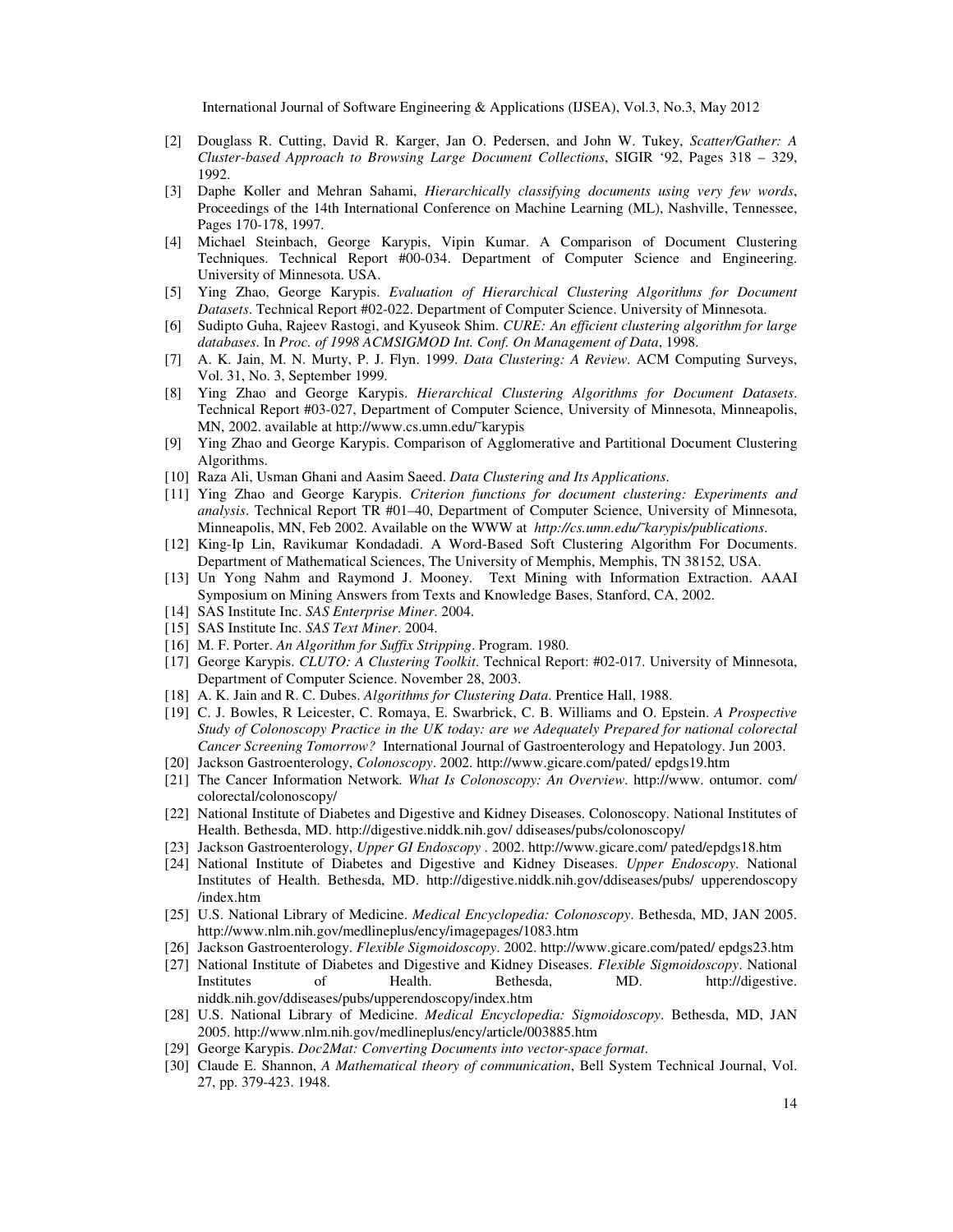[2] Douglass R. Cutting, David R. Karger, Jan O. Pedersen, and John W. Tukey, *Scatter/Gather: A Cluster-based Approach to Browsing Large Document Collections*, SIGIR '92, Pages 318 – 329, 1992.

[3] Daphe Koller and Mehran Sahami, *Hierarchically classifying documents using very few words*, Proceedings of the 14th International Conference on Machine Learning (ML), Nashville, Tennessee, Pages 170-178, 1997.

[4] Michael Steinbach, George Karypis, Vipin Kumar. A Comparison of Document Clustering Techniques. Technical Report #00-034. Department of Computer Science and Engineering. University of Minnesota. USA.

[5] Ying Zhao, George Karypis. *Evaluation of Hierarchical Clustering Algorithms for Document Datasets*. Technical Report #02-022. Department of Computer Science. University of Minnesota.

[6] Sudipto Guha, Rajeev Rastogi, and Kyuseok Shim. *CURE: An efficient clustering algorithm for large databases*. In *Proc. of 1998 ACMSIGMOD Int. Conf. On Management of Data*, 1998.

[7] A. K. Jain, M. N. Murty, P. J. Flyn. 1999. *Data Clustering: A Review*. ACM Computing Surveys, Vol. 31, No. 3, September 1999.

[8] Ying Zhao and George Karypis. *Hierarchical Clustering Algorithms for Document Datasets*. Technical Report #03-027, Department of Computer Science, University of Minnesota, Minneapolis, MN, 2002. available at http://www.cs.umn.edu/˜karypis

[9] Ying Zhao and George Karypis. Comparison of Agglomerative and Partitional Document Clustering Algorithms.

[10] Raza Ali, Usman Ghani and Aasim Saeed. *Data Clustering and Its Applications*.

[11] Ying Zhao and George Karypis. *Criterion functions for document clustering: Experiments and analysis*. Technical Report TR #01–40, Department of Computer Science, University of Minnesota, Minneapolis, MN, Feb 2002. Available on the WWW at *http://cs.umn.edu/˜karypis/publications*.

[12] King-Ip Lin, Ravikumar Kondadadi. A Word-Based Soft Clustering Algorithm For Documents. Department of Mathematical Sciences, The University of Memphis, Memphis, TN 38152, USA.

[13] Un Yong Nahm and Raymond J. Mooney. Text Mining with Information Extraction. AAAI Symposium on Mining Answers from Texts and Knowledge Bases, Stanford, CA, 2002.

[14] SAS Institute Inc. *SAS Enterprise Miner*. 2004.

[15] SAS Institute Inc. *SAS Text Miner*. 2004.

[16] M. F. Porter. *An Algorithm for Suffix Stripping*. Program. 1980.

[17] George Karypis. *CLUTO: A Clustering Toolkit*. Technical Report: #02-017. University of Minnesota, Department of Computer Science. November 28, 2003.

[18] A. K. Jain and R. C. Dubes. *Algorithms for Clustering Data*. Prentice Hall, 1988.

[19] C. J. Bowles, R Leicester, C. Romaya, E. Swarbrick, C. B. Williams and O. Epstein. *A Prospective Study of Colonoscopy Practice in the UK today: are we Adequately Prepared for national colorectal Cancer Screening Tomorrow?* International Journal of Gastroenterology and Hepatology. Jun 2003.

[20] Jackson Gastroenterology, *Colonoscopy*. 2002. http://www.gicare.com/pated/ epdgs19.htm

[21] The Cancer Information Network. *What Is Colonoscopy: An Overview*. http://www. ontumor. com/ colorectal/colonoscopy/

[22] National Institute of Diabetes and Digestive and Kidney Diseases. Colonoscopy. National Institutes of Health. Bethesda, MD. http://digestive.niddk.nih.gov/ ddiseases/pubs/colonoscopy/

[23] Jackson Gastroenterology, *Upper GI Endoscopy* . 2002. http://www.gicare.com/ pated/epdgs18.htm

[24] National Institute of Diabetes and Digestive and Kidney Diseases. *Upper Endoscopy*. National Institutes of Health. Bethesda, MD. http://digestive.niddk.nih.gov/ddiseases/pubs/ upperendoscopy /index.htm

[25] U.S. National Library of Medicine. *Medical Encyclopedia: Colonoscopy*. Bethesda, MD, JAN 2005. http://www.nlm.nih.gov/medlineplus/ency/imagepages/1083.htm

[26] Jackson Gastroenterology. *Flexible Sigmoidoscopy*. 2002. http://www.gicare.com/pated/ epdgs23.htm

[27] National Institute of Diabetes and Digestive and Kidney Diseases. *Flexible Sigmoidoscopy*. National Institutes of Health. Bethesda, MD. http://digestive. niddk.nih.gov/ddiseases/pubs/upperendoscopy/index.htm

[28] U.S. National Library of Medicine. *Medical Encyclopedia: Sigmoidoscopy*. Bethesda, MD, JAN 2005. http://www.nlm.nih.gov/medlineplus/ency/article/003885.htm

[29] George Karypis. *Doc2Mat: Converting Documents into vector-space format*.

[30] Claude E. Shannon, *A Mathematical theory of communication*, Bell System Technical Journal, Vol. 27, pp. 379-423. 1948.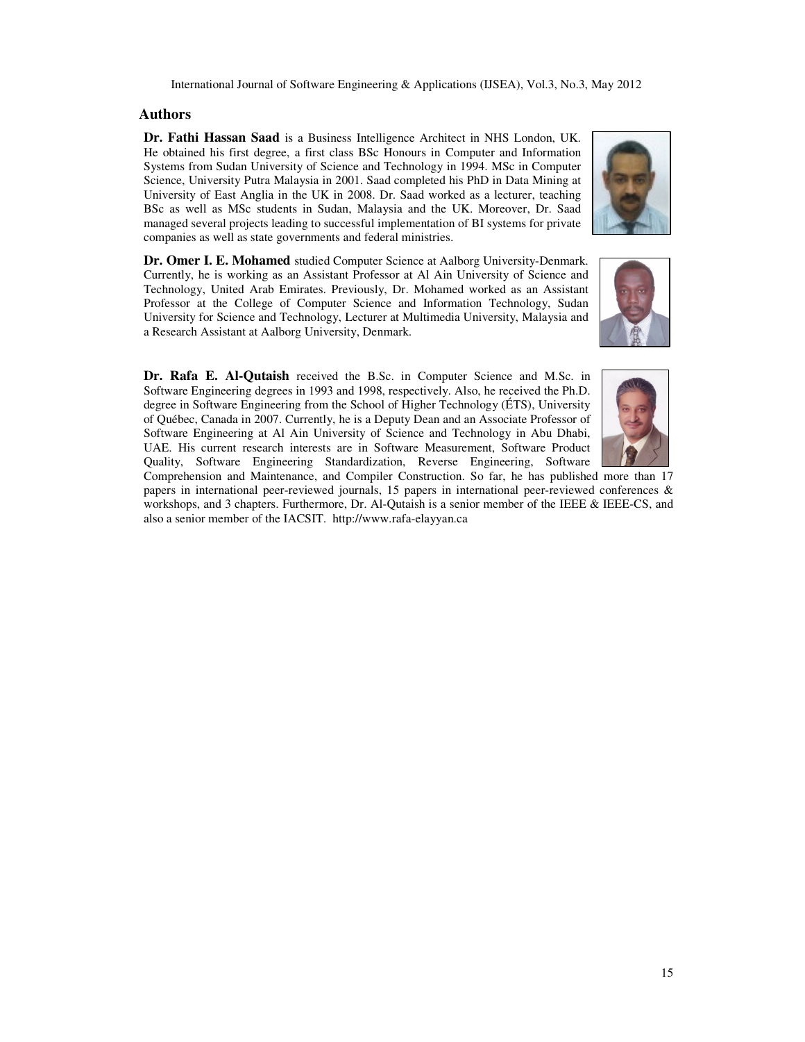## Authors

**Dr. Fathi Hassan Saad** is a Business Intelligence Architect in NHS London, UK. He obtained his first degree, a first class BSc Honours in Computer and Information Systems from Sudan University of Science and Technology in 1994. MSc in Computer Science, University Putra Malaysia in 2001. Saad completed his PhD in Data Mining at University of East Anglia in the UK in 2008. Dr. Saad worked as a lecturer, teaching BSc as well as MSc students in Sudan, Malaysia and the UK. Moreover, Dr. Saad managed several projects leading to successful implementation of BI systems for private companies as well as state governments and federal ministries.

**Dr. Omer I. E. Mohamed** studied Computer Science at Aalborg University-Denmark. Currently, he is working as an Assistant Professor at Al Ain University of Science and Technology, United Arab Emirates. Previously, Dr. Mohamed worked as an Assistant Professor at the College of Computer Science and Information Technology, Sudan University for Science and Technology, Lecturer at Multimedia University, Malaysia and a Research Assistant at Aalborg University, Denmark.

**Dr. Rafa E. Al-Qutaish** received the B.Sc. in Computer Science and M.Sc. in Software Engineering degrees in 1993 and 1998, respectively. Also, he received the Ph.D. degree in Software Engineering from the School of Higher Technology (ÉTS), University of Québec, Canada in 2007. Currently, he is a Deputy Dean and an Associate Professor of Software Engineering at Al Ain University of Science and Technology in Abu Dhabi, UAE. His current research interests are in Software Measurement, Software Product Quality, Software Engineering Standardization, Reverse Engineering, Software Comprehension and Maintenance, and Compiler Construction. So far, he has published more than 17 papers in international peer-reviewed journals, 15 papers in international peer-reviewed conferences & workshops, and 3 chapters. Furthermore, Dr. Al-Qutaish is a senior member of the IEEE & IEEE-CS, and also a senior member of the IACSIT. http://www.rafa-elayyan.ca